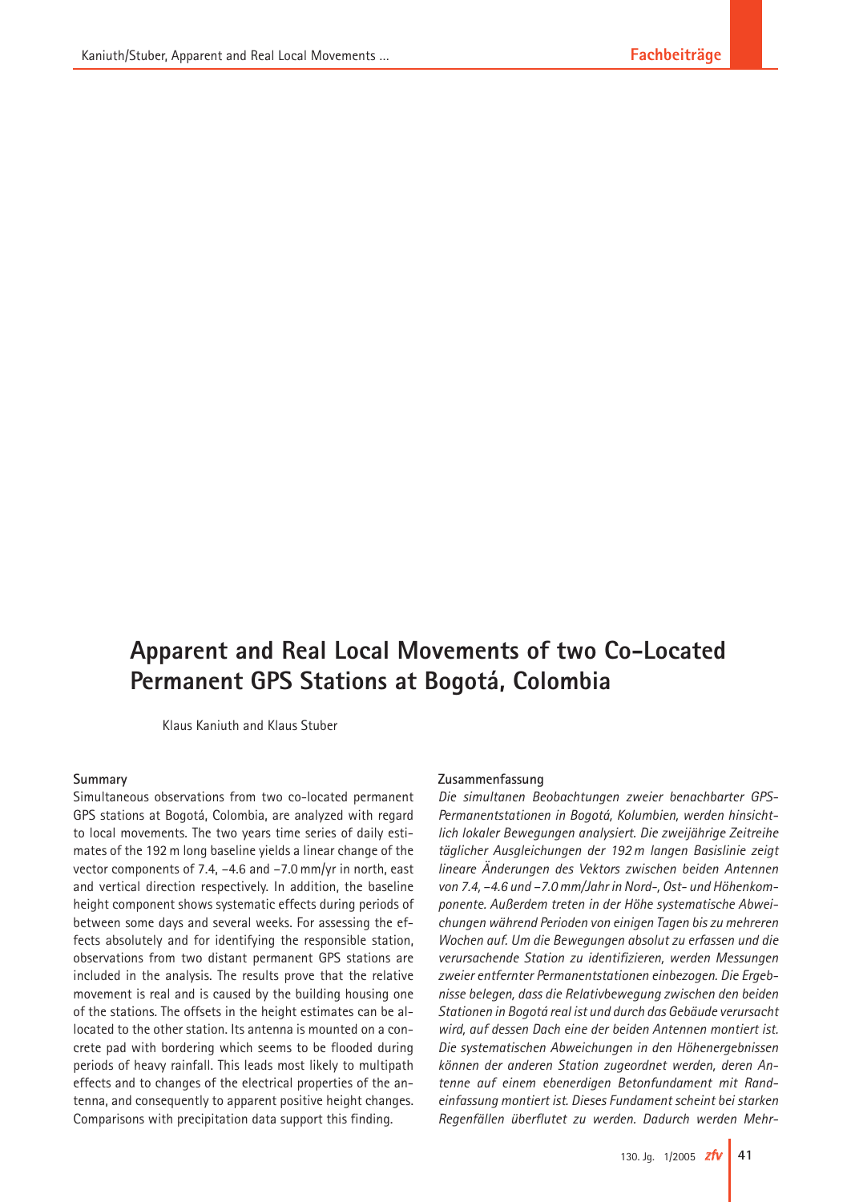# Apparent and Real Local Movements of two Co-Located Permanent GPS Stations at Bogotá, Colombia

Klaus Kaniuth and Klaus Stuber

## Summary

Simultaneous observations from two co-located permanent GPS stations at Bogotá, Colombia, are analyzed with regard to local movements. The two years time series of daily estimates of the 192 m long baseline yields a linear change of the vector components of 7.4, –4.6 and –7.0 mm/yr in north, east and vertical direction respectively. In addition, the baseline height component shows systematic effects during periods of between some days and several weeks. For assessing the effects absolutely and for identifying the responsible station, observations from two distant permanent GPS stations are included in the analysis. The results prove that the relative movement is real and is caused by the building housing one of the stations. The offsets in the height estimates can be allocated to the other station. Its antenna is mounted on a concrete pad with bordering which seems to be flooded during periods of heavy rainfall. This leads most likely to multipath effects and to changes of the electrical properties of the antenna, and consequently to apparent positive height changes. Comparisons with precipitation data support this finding.

## Zusammenfassung

*Die simultanen Beobachtungen zweier benachbarter GPS-Permanentstationen in Bogotá, Kolumbien, werden hinsichtlich lokaler Bewegungen analysiert. Die zweijährige Zeitreihe täglicher Ausgleichungen der 192 m langen Basislinie zeigt lineare Änderungen des Vektors zwischen beiden Antennen von 7.4, –4.6 und –7.0 mm/Jahr in Nord-, Ost- und Höhenkomponente. Außerdem treten in der Höhe systematische Abweichungen während Perioden von einigen Tagen bis zu mehreren Wochen auf. Um die Bewegungen absolut zu erfassen und die verursachende Station zu identifizieren, werden Messungen zweier entfernter Permanentstationen einbezogen. Die Ergebnisse belegen, dass die Relativbewegung zwischen den beiden Stationen in Bogotá real ist und durch das Gebäude verursacht wird, auf dessen Dach eine der beiden Antennen montiert ist. Die systematischen Abweichungen in den Höhenergebnissen können der anderen Station zugeordnet werden, deren Antenne auf einem ebenerdigen Betonfundament mit Randeinfassung montiert ist. Dieses Fundament scheint bei starken Regenfällen überflutet zu werden. Dadurch werden Mehr-*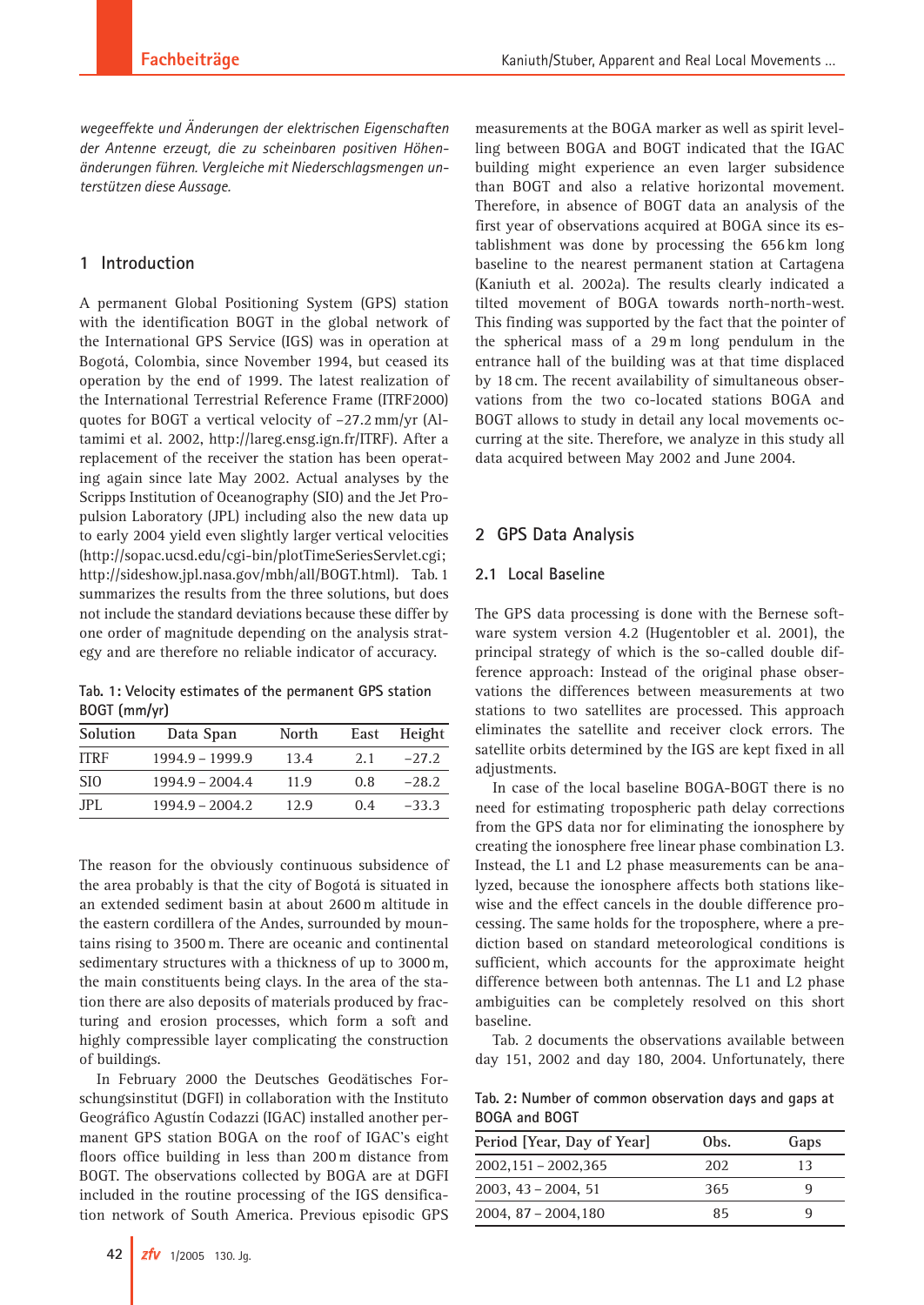*wegeeffekte und Änderungen der elektrischen Eigenschaften der Antenne erzeugt, die zu scheinbaren positiven Höhenänderungen führen. Vergleiche mit Niederschlagsmengen unterstützen diese Aussage.*

## 1 Introduction

A permanent Global Positioning System (GPS) station with the identification BOGT in the global network of the International GPS Service (IGS) was in operation at Bogotá, Colombia, since November 1994, but ceased its operation by the end of 1999. The latest realization of the International Terrestrial Reference Frame (ITRF2000) quotes for BOGT a vertical velocity of –27.2 mm/yr (Altamimi et al. 2002, http://lareg.ensg.ign.fr/ITRF). After a replacement of the receiver the station has been operating again since late May 2002. Actual analyses by the Scripps Institution of Oceanography (SIO) and the Jet Propulsion Laboratory (JPL) including also the new data up to early 2004 yield even slightly larger vertical velocities (http://sopac.ucsd.edu/cgi-bin/plotTimeSeriesServlet.cgi; http://sideshow.jpl.nasa.gov/mbh/all/BOGT.html). Tab. 1 summarizes the results from the three solutions, but does not include the standard deviations because these differ by one order of magnitude depending on the analysis strategy and are therefore no reliable indicator of accuracy.

**Tab. 1: Velocity estimates of the permanent GPS station BOGT (mm/yr)**

| Solution | Data Span | North | East | Height |
|---|---|---|---|---|
| ITRF | 1994.9 – 1999.9 | 13.4 | 2.1 | –27.2 |
| SIO | 1994.9 – 2004.4 | 11.9 | 0.8 | –28.2 |
| JPL | 1994.9 – 2004.2 | 12.9 | 0.4 | –33.3 |

The reason for the obviously continuous subsidence of the area probably is that the city of Bogotá is situated in an extended sediment basin at about 2600 m altitude in the eastern cordillera of the Andes, surrounded by mountains rising to 3500 m. There are oceanic and continental sedimentary structures with a thickness of up to 3000 m, the main constituents being clays. In the area of the station there are also deposits of materials produced by fracturing and erosion processes, which form a soft and highly compressible layer complicating the construction of buildings.

In February 2000 the Deutsches Geodätisches Forschungsinstitut (DGFI) in collaboration with the Instituto Geográfico Agustín Codazzi (IGAC) installed another permanent GPS station BOGA on the roof of IGAC's eight floors office building in less than 200 m distance from BOGT. The observations collected by BOGA are at DGFI included in the routine processing of the IGS densification network of South America. Previous episodic GPS measurements at the BOGA marker as well as spirit levelling between BOGA and BOGT indicated that the IGAC building might experience an even larger subsidence than BOGT and also a relative horizontal movement. Therefore, in absence of BOGT data an analysis of the first year of observations acquired at BOGA since its establishment was done by processing the 656 km long baseline to the nearest permanent station at Cartagena (Kaniuth et al. 2002a). The results clearly indicated a tilted movement of BOGA towards north-north-west. This finding was supported by the fact that the pointer of the spherical mass of a 29 m long pendulum in the entrance hall of the building was at that time displaced by 18 cm. The recent availability of simultaneous observations from the two co-located stations BOGA and BOGT allows to study in detail any local movements occurring at the site. Therefore, we analyze in this study all data acquired between May 2002 and June 2004.

## 2 GPS Data Analysis

### 2.1 Local Baseline

The GPS data processing is done with the Bernese software system version 4.2 (Hugentobler et al. 2001), the principal strategy of which is the so-called double difference approach: Instead of the original phase observations the differences between measurements at two stations to two satellites are processed. This approach eliminates the satellite and receiver clock errors. The satellite orbits determined by the IGS are kept fixed in all adjustments.

In case of the local baseline BOGA-BOGT there is no need for estimating tropospheric path delay corrections from the GPS data nor for eliminating the ionosphere by creating the ionosphere free linear phase combination L3. Instead, the L1 and L2 phase measurements can be analyzed, because the ionosphere affects both stations likewise and the effect cancels in the double difference processing. The same holds for the troposphere, where a prediction based on standard meteorological conditions is sufficient, which accounts for the approximate height difference between both antennas. The L1 and L2 phase ambiguities can be completely resolved on this short baseline.

Tab. 2 documents the observations available between day 151, 2002 and day 180, 2004. Unfortunately, there

**Tab. 2: Number of common observation days and gaps at BOGA and BOGT**

| Period [Year, Day of Year] | Obs. | Gaps |
|---|---|---|
| 2002,151 – 2002,365 | 202 | 13 |
| 2003, 43 – 2004, 51 | 365 | 9 |
| 2004, 87 – 2004,180 | 85 | 9 |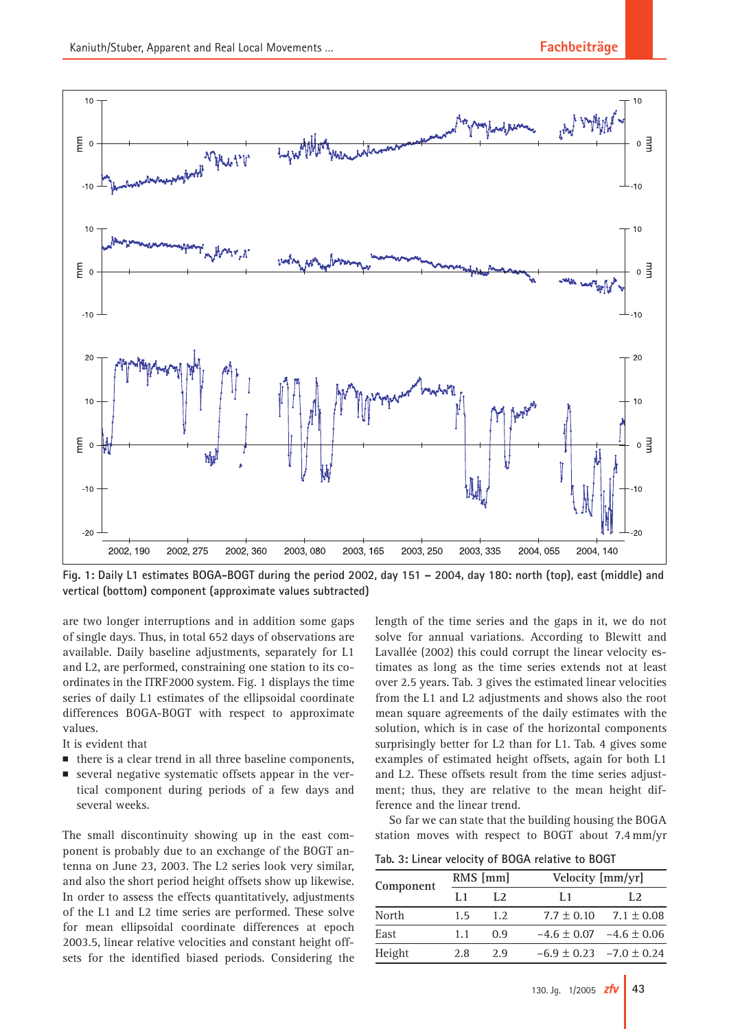Fig. 1: Daily L1 estimates BOGA-BOGT during the period 2002, day 151 – 2004, day 180: north (top), east (middle) and vertical (bottom) component (approximate values subtracted)

are two longer interruptions and in addition some gaps of single days. Thus, in total 652 days of observations are available. Daily baseline adjustments, separately for L1 and L2, are performed, constraining one station to its coordinates in the ITRF2000 system. Fig. 1 displays the time series of daily L1 estimates of the ellipsoidal coordinate differences BOGA-BOGT with respect to approximate values.

It is evident that

- there is a clear trend in all three baseline components,
- several negative systematic offsets appear in the vertical component during periods of a few days and several weeks.

The small discontinuity showing up in the east component is probably due to an exchange of the BOGT antenna on June 23, 2003. The L2 series look very similar, and also the short period height offsets show up likewise. In order to assess the effects quantitatively, adjustments of the L1 and L2 time series are performed. These solve for mean ellipsoidal coordinate differences at epoch 2003.5, linear relative velocities and constant height offsets for the identified biased periods. Considering the length of the time series and the gaps in it, we do not solve for annual variations. According to Blewitt and Lavallée (2002) this could corrupt the linear velocity estimates as long as the time series extends not at least over 2.5 years. Tab. 3 gives the estimated linear velocities from the L1 and L2 adjustments and shows also the root mean square agreements of the daily estimates with the solution, which is in case of the horizontal components surprisingly better for L2 than for L1. Tab. 4 gives some examples of estimated height offsets, again for both L1 and L2. These offsets result from the time series adjustment; thus, they are relative to the mean height difference and the linear trend.

So far we can state that the building housing the BOGA station moves with respect to BOGT about 7.4 mm/yr

Tab. 3: Linear velocity of BOGA relative to BOGT

| Component | RMS [mm] | | Velocity [mm/yr] | |
|---|---|---|---|---|
| | L1 | L2 | L1 | L2 |
| North | 1.5 | 1.2 | 7.7 ± 0.10 | 7.1 ± 0.08 |
| East | 1.1 | 0.9 | −4.6 ± 0.07 | −4.6 ± 0.06 |
| Height | 2.8 | 2.9 | −6.9 ± 0.23 | −7.0 ± 0.24 |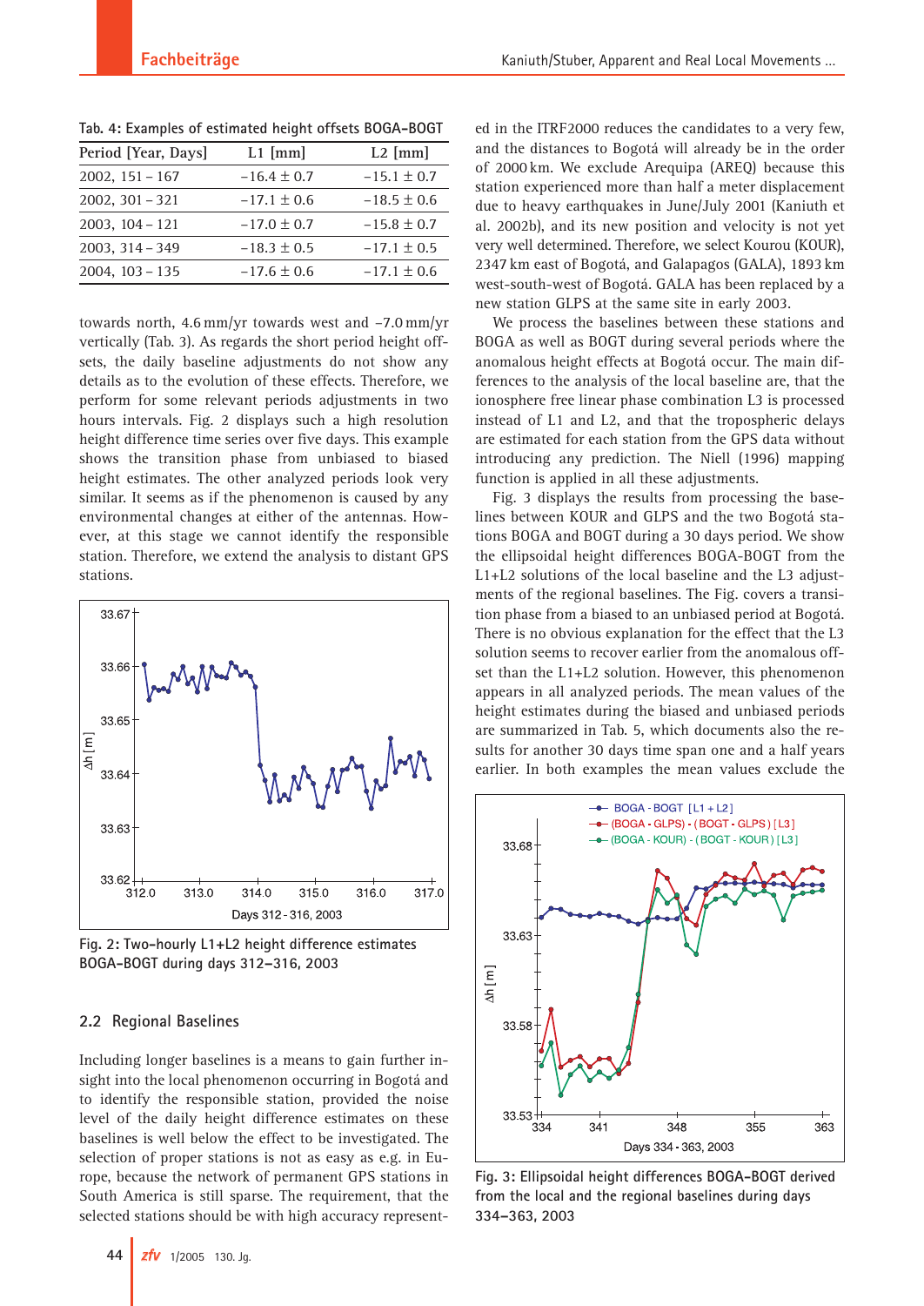Tab. 4: Examples of estimated height offsets BOGA–BOGT

| Period [Year, Days] | L1 [mm] | L2 [mm] |
|---|---|---|
| 2002, 151 – 167 | −16.4 ± 0.7 | −15.1 ± 0.7 |
| 2002, 301 – 321 | −17.1 ± 0.6 | −18.5 ± 0.6 |
| 2003, 104 – 121 | −17.0 ± 0.7 | −15.8 ± 0.7 |
| 2003, 314 – 349 | −18.3 ± 0.5 | −17.1 ± 0.5 |
| 2004, 103 – 135 | −17.6 ± 0.6 | −17.1 ± 0.6 |

towards north, 4.6 mm/yr towards west and –7.0 mm/yr vertically (Tab. 3). As regards the short period height offsets, the daily baseline adjustments do not show any details as to the evolution of these effects. Therefore, we perform for some relevant periods adjustments in two hours intervals. Fig. 2 displays such a high resolution height difference time series over five days. This example shows the transition phase from unbiased to biased height estimates. The other analyzed periods look very similar. It seems as if the phenomenon is caused by any environmental changes at either of the antennas. However, at this stage we cannot identify the responsible station. Therefore, we extend the analysis to distant GPS stations.

Fig. 2: Two-hourly L1+L2 height difference estimates BOGA–BOGT during days 312–316, 2003

### 2.2 Regional Baselines

Including longer baselines is a means to gain further insight into the local phenomenon occurring in Bogotá and to identify the responsible station, provided the noise level of the daily height difference estimates on these baselines is well below the effect to be investigated. The selection of proper stations is not as easy as e.g. in Europe, because the network of permanent GPS stations in South America is still sparse. The requirement, that the selected stations should be with high accuracy represented in the ITRF2000 reduces the candidates to a very few, and the distances to Bogotá will already be in the order of 2000 km. We exclude Arequipa (AREQ) because this station experienced more than half a meter displacement due to heavy earthquakes in June/July 2001 (Kaniuth et al. 2002b), and its new position and velocity is not yet very well determined. Therefore, we select Kourou (KOUR), 2347 km east of Bogotá, and Galapagos (GALA), 1893 km west-south-west of Bogotá. GALA has been replaced by a new station GLPS at the same site in early 2003.

We process the baselines between these stations and BOGA as well as BOGT during several periods where the anomalous height effects at Bogotá occur. The main differences to the analysis of the local baseline are, that the ionosphere free linear phase combination L3 is processed instead of L1 and L2, and that the tropospheric delays are estimated for each station from the GPS data without introducing any prediction. The Niell (1996) mapping function is applied in all these adjustments.

Fig. 3 displays the results from processing the baselines between KOUR and GLPS and the two Bogotá stations BOGA and BOGT during a 30 days period. We show the ellipsoidal height differences BOGA-BOGT from the L1+L2 solutions of the local baseline and the L3 adjustments of the regional baselines. The Fig. covers a transition phase from a biased to an unbiased period at Bogotá. There is no obvious explanation for the effect that the L3 solution seems to recover earlier from the anomalous offset than the L1+L2 solution. However, this phenomenon appears in all analyzed periods. The mean values of the height estimates during the biased and unbiased periods are summarized in Tab. 5, which documents also the results for another 30 days time span one and a half years earlier. In both examples the mean values exclude the

Fig. 3: Ellipsoidal height differences BOGA-BOGT derived from the local and the regional baselines during days 334–363, 2003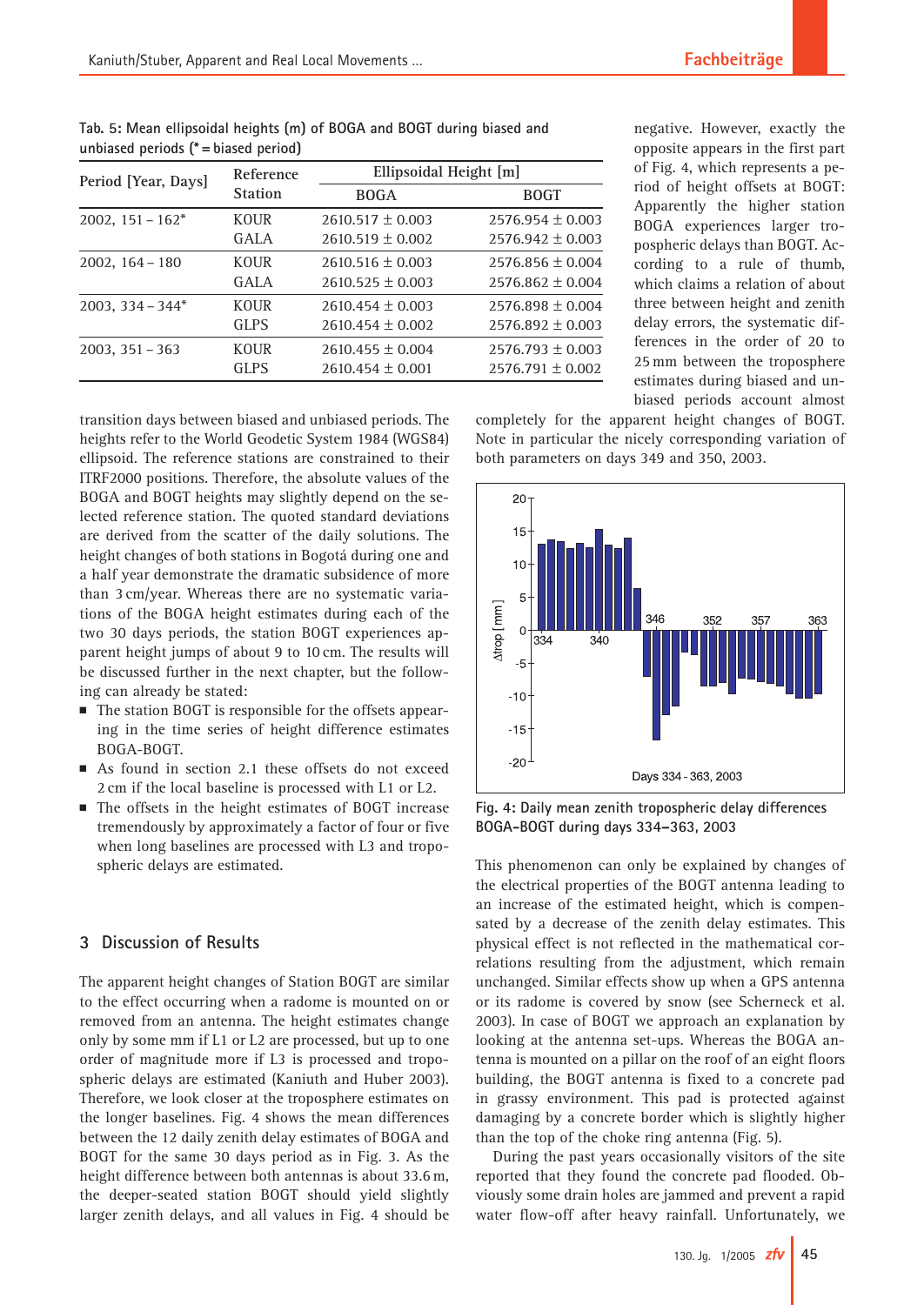**Tab. 5: Mean ellipsoidal heights (m) of BOGA and BOGT during biased and unbiased periods (* = biased period)**

| Period [Year, Days] | Reference Station | Ellipsoidal Height [m] | |
|---|---|---|---|
| | | BOGA | BOGT |
| 2002, 151 – 162* | KOUR | 2610.517 ± 0.003 | 2576.954 ± 0.003 |
| | GALA | 2610.519 ± 0.002 | 2576.942 ± 0.003 |
| 2002, 164 – 180 | KOUR | 2610.516 ± 0.003 | 2576.856 ± 0.004 |
| | GALA | 2610.525 ± 0.003 | 2576.862 ± 0.004 |
| 2003, 334 – 344* | KOUR | 2610.454 ± 0.003 | 2576.898 ± 0.004 |
| | GLPS | 2610.454 ± 0.002 | 2576.892 ± 0.003 |
| 2003, 351 – 363 | KOUR | 2610.455 ± 0.004 | 2576.793 ± 0.003 |
| | GLPS | 2610.454 ± 0.001 | 2576.791 ± 0.002 |

transition days between biased and unbiased periods. The heights refer to the World Geodetic System 1984 (WGS84) ellipsoid. The reference stations are constrained to their ITRF2000 positions. Therefore, the absolute values of the BOGA and BOGT heights may slightly depend on the selected reference station. The quoted standard deviations are derived from the scatter of the daily solutions. The height changes of both stations in Bogotá during one and a half year demonstrate the dramatic subsidence of more than 3 cm/year. Whereas there are no systematic variations of the BOGA height estimates during each of the two 30 days periods, the station BOGT experiences apparent height jumps of about 9 to 10 cm. The results will be discussed further in the next chapter, but the following can already be stated:

- The station BOGT is responsible for the offsets appearing in the time series of height difference estimates BOGA-BOGT.
- As found in section 2.1 these offsets do not exceed 2 cm if the local baseline is processed with L1 or L2.
- The offsets in the height estimates of BOGT increase tremendously by approximately a factor of four or five when long baselines are processed with L3 and tropospheric delays are estimated.

## 3 Discussion of Results

The apparent height changes of Station BOGT are similar to the effect occurring when a radome is mounted on or removed from an antenna. The height estimates change only by some mm if L1 or L2 are processed, but up to one order of magnitude more if L3 is processed and tropospheric delays are estimated (Kaniuth and Huber 2003). Therefore, we look closer at the troposphere estimates on the longer baselines. Fig. 4 shows the mean differences between the 12 daily zenith delay estimates of BOGA and BOGT for the same 30 days period as in Fig. 3. As the height difference between both antennas is about 33.6 m, the deeper-seated station BOGT should yield slightly larger zenith delays, and all values in Fig. 4 should be negative. However, exactly the opposite appears in the first part of Fig. 4, which represents a period of height offsets at BOGT: Apparently the higher station BOGA experiences larger tropospheric delays than BOGT. According to a rule of thumb, which claims a relation of about three between height and zenith delay errors, the systematic differences in the order of 20 to 25 mm between the troposphere estimates during biased and unbiased periods account almost completely for the apparent height changes of BOGT. Note in particular the nicely corresponding variation of both parameters on days 349 and 350, 2003.

Fig. 4: Daily mean zenith tropospheric delay differences BOGA–BOGT during days 334–363, 2003

This phenomenon can only be explained by changes of the electrical properties of the BOGT antenna leading to an increase of the estimated height, which is compensated by a decrease of the zenith delay estimates. This physical effect is not reflected in the mathematical correlations resulting from the adjustment, which remain unchanged. Similar effects show up when a GPS antenna or its radome is covered by snow (see Scherneck et al. 2003). In case of BOGT we approach an explanation by looking at the antenna set-ups. Whereas the BOGA antenna is mounted on a pillar on the roof of an eight floors building, the BOGT antenna is fixed to a concrete pad in grassy environment. This pad is protected against damaging by a concrete border which is slightly higher than the top of the choke ring antenna (Fig. 5).

During the past years occasionally visitors of the site reported that they found the concrete pad flooded. Obviously some drain holes are jammed and prevent a rapid water flow-off after heavy rainfall. Unfortunately, we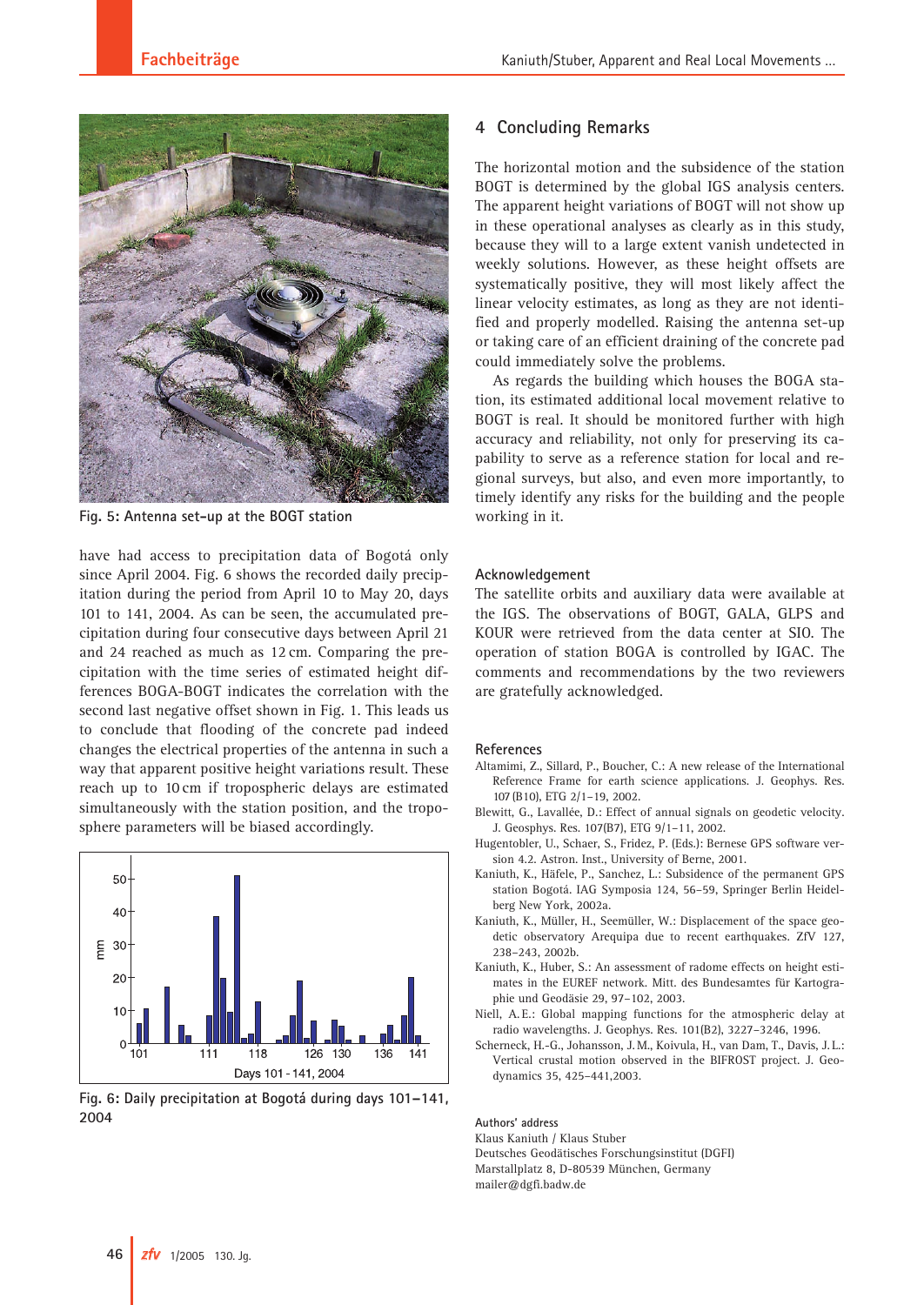Fig. 5: Antenna set-up at the BOGT station

have had access to precipitation data of Bogotá only since April 2004. Fig. 6 shows the recorded daily precipitation during the period from April 10 to May 20, days 101 to 141, 2004. As can be seen, the accumulated precipitation during four consecutive days between April 21 and 24 reached as much as 12 cm. Comparing the precipitation with the time series of estimated height differences BOGA-BOGT indicates the correlation with the second last negative offset shown in Fig. 1. This leads us to conclude that flooding of the concrete pad indeed changes the electrical properties of the antenna in such a way that apparent positive height variations result. These reach up to 10 cm if tropospheric delays are estimated simultaneously with the station position, and the troposphere parameters will be biased accordingly.

mm
50
40
30
20
10
0
101 111 118 126 130 136 141
Days 101 - 141, 2004

Fig. 6: Daily precipitation at Bogotá during days 101–141, 2004

## 4 Concluding Remarks

The horizontal motion and the subsidence of the station BOGT is determined by the global IGS analysis centers. The apparent height variations of BOGT will not show up in these operational analyses as clearly as in this study, because they will to a large extent vanish undetected in weekly solutions. However, as these height offsets are systematically positive, they will most likely affect the linear velocity estimates, as long as they are not identified and properly modelled. Raising the antenna set-up or taking care of an efficient draining of the concrete pad could immediately solve the problems.

As regards the building which houses the BOGA station, its estimated additional local movement relative to BOGT is real. It should be monitored further with high accuracy and reliability, not only for preserving its capability to serve as a reference station for local and regional surveys, but also, and even more importantly, to timely identify any risks for the building and the people working in it.

### Acknowledgement

The satellite orbits and auxiliary data were available at the IGS. The observations of BOGT, GALA, GLPS and KOUR were retrieved from the data center at SIO. The operation of station BOGA is controlled by IGAC. The comments and recommendations by the two reviewers are gratefully acknowledged.

### References

Altamimi, Z., Sillard, P., Boucher, C.: A new release of the International Reference Frame for earth science applications. J. Geophys. Res. 107 (B10), ETG 2/1–19, 2002.

Blewitt, G., Lavallée, D.: Effect of annual signals on geodetic velocity. J. Geosphys. Res. 107(B7), ETG 9/1–11, 2002.

Hugentobler, U., Schaer, S., Fridez, P. (Eds.): Bernese GPS software version 4.2. Astron. Inst., University of Berne, 2001.

Kaniuth, K., Häfele, P., Sanchez, L.: Subsidence of the permanent GPS station Bogotá. IAG Symposia 124, 56–59, Springer Berlin Heidelberg New York, 2002a.

Kaniuth, K., Müller, H., Seemüller, W.: Displacement of the space geodetic observatory Arequipa due to recent earthquakes. ZfV 127, 238–243, 2002b.

Kaniuth, K., Huber, S.: An assessment of radome effects on height estimates in the EUREF network. Mitt. des Bundesamtes für Kartographie und Geodäsie 29, 97–102, 2003.

Niell, A.E.: Global mapping functions for the atmospheric delay at radio wavelengths. J. Geophys. Res. 101(B2), 3227–3246, 1996.

Scherneck, H.-G., Johansson, J.M., Koivula, H., van Dam, T., Davis, J.L.: Vertical crustal motion observed in the BIFROST project. J. Geodynamics 35, 425–441,2003.

### Authors' address

Klaus Kaniuth / Klaus Stuber
Deutsches Geodätisches Forschungsinstitut (DGFI)
Marstallplatz 8, D-80539 München, Germany
mailer@dgfi.badw.de